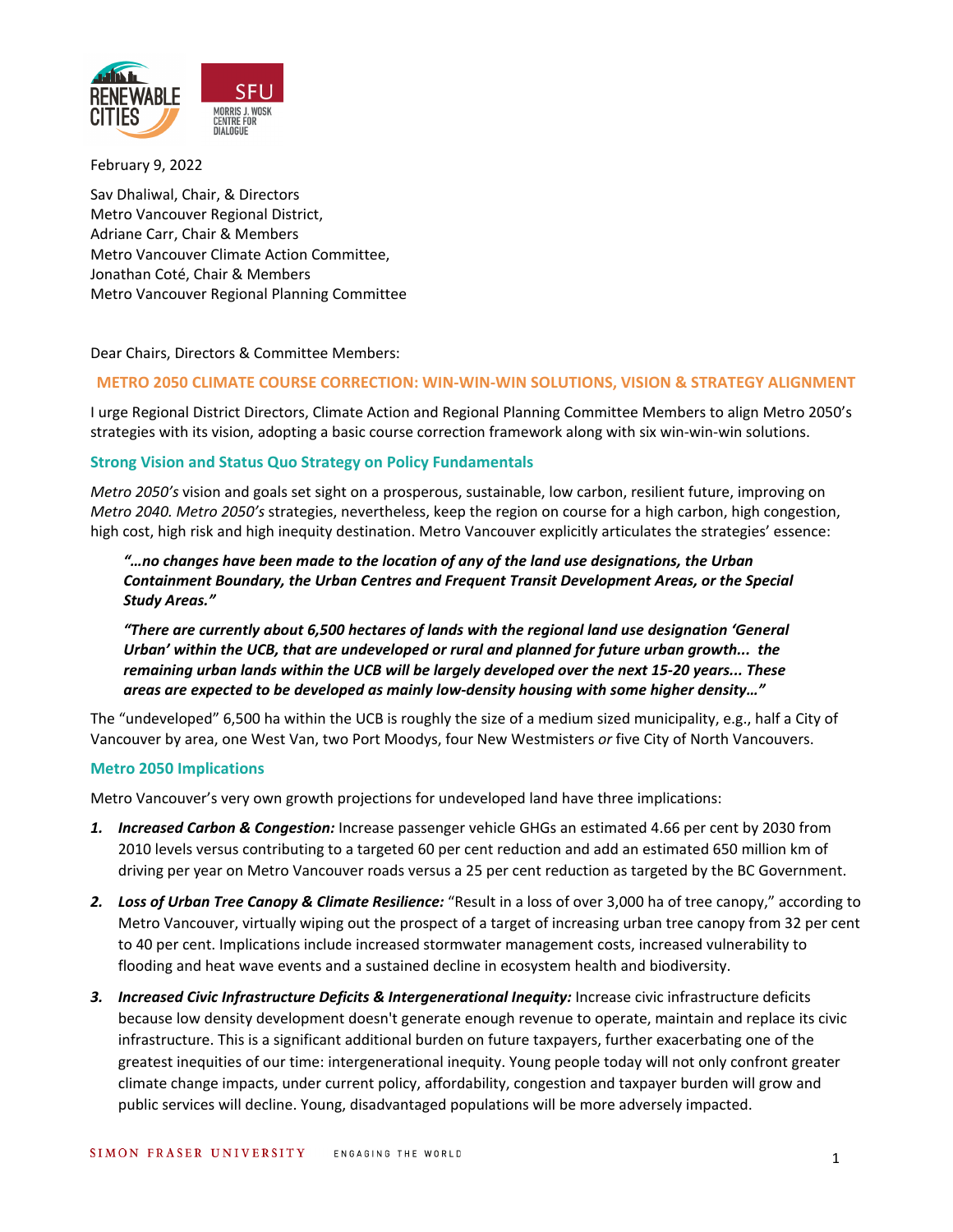February 9, 2022

Sav Dhaliwal, Chair, & Directors
Metro Vancouver Regional District,
Adriane Carr, Chair & Members
Metro Vancouver Climate Action Committee,
Jonathan Coté, Chair & Members
Metro Vancouver Regional Planning Committee

Dear Chairs, Directors & Committee Members:

## METRO 2050 CLIMATE COURSE CORRECTION: WIN-WIN-WIN SOLUTIONS, VISION & STRATEGY ALIGNMENT

I urge Regional District Directors, Climate Action and Regional Planning Committee Members to align Metro 2050's strategies with its vision, adopting a basic course correction framework along with six win-win-win solutions.

### Strong Vision and Status Quo Strategy on Policy Fundamentals

*Metro 2050's* vision and goals set sight on a prosperous, sustainable, low carbon, resilient future, improving on *Metro 2040. Metro 2050's* strategies, nevertheless, keep the region on course for a high carbon, high congestion, high cost, high risk and high inequity destination. Metro Vancouver explicitly articulates the strategies' essence:

> ***"…no changes have been made to the location of any of the land use designations, the Urban Containment Boundary, the Urban Centres and Frequent Transit Development Areas, or the Special Study Areas."***
>
> ***"There are currently about 6,500 hectares of lands with the regional land use designation 'General Urban' within the UCB, that are undeveloped or rural and planned for future urban growth... the remaining urban lands within the UCB will be largely developed over the next 15-20 years... These areas are expected to be developed as mainly low-density housing with some higher density…"***

The "undeveloped" 6,500 ha within the UCB is roughly the size of a medium sized municipality, e.g., half a City of Vancouver by area, one West Van, two Port Moodys, four New Westmisters *or* five City of North Vancouvers.

### Metro 2050 Implications

Metro Vancouver's very own growth projections for undeveloped land have three implications:

1. ***Increased Carbon & Congestion:*** Increase passenger vehicle GHGs an estimated 4.66 per cent by 2030 from 2010 levels versus contributing to a targeted 60 per cent reduction and add an estimated 650 million km of driving per year on Metro Vancouver roads versus a 25 per cent reduction as targeted by the BC Government.
2. ***Loss of Urban Tree Canopy & Climate Resilience:*** "Result in a loss of over 3,000 ha of tree canopy," according to Metro Vancouver, virtually wiping out the prospect of a target of increasing urban tree canopy from 32 per cent to 40 per cent. Implications include increased stormwater management costs, increased vulnerability to flooding and heat wave events and a sustained decline in ecosystem health and biodiversity.
3. ***Increased Civic Infrastructure Deficits & Intergenerational Inequity:*** Increase civic infrastructure deficits because low density development doesn't generate enough revenue to operate, maintain and replace its civic infrastructure. This is a significant additional burden on future taxpayers, further exacerbating one of the greatest inequities of our time: intergenerational inequity. Young people today will not only confront greater climate change impacts, under current policy, affordability, congestion and taxpayer burden will grow and public services will decline. Young, disadvantaged populations will be more adversely impacted.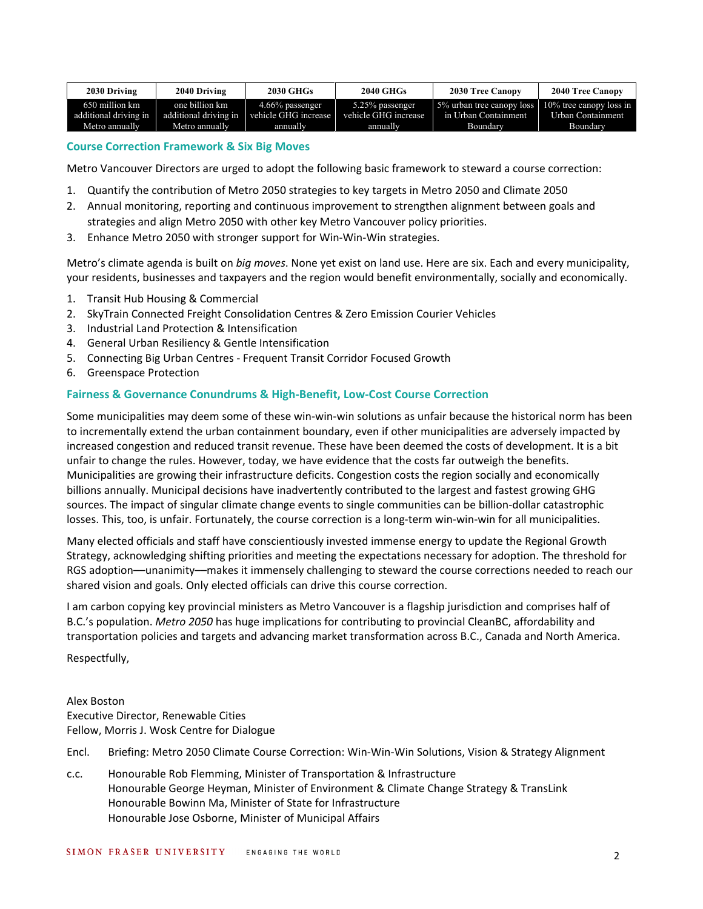| 2030 Driving | 2040 Driving | 2030 GHGs | 2040 GHGs | 2030 Tree Canopy | 2040 Tree Canopy |
|---|---|---|---|---|---|
| 650 million km additional driving in Metro annually | one billion km additional driving in Metro annually | 4.66% passenger vehicle GHG increase annually | 5.25% passenger vehicle GHG increase annually | 5% urban tree canopy loss in Urban Containment Boundary | 10% tree canopy loss in Urban Containment Boundary |

### Course Correction Framework & Six Big Moves

Metro Vancouver Directors are urged to adopt the following basic framework to steward a course correction:

1. Quantify the contribution of Metro 2050 strategies to key targets in Metro 2050 and Climate 2050
2. Annual monitoring, reporting and continuous improvement to strengthen alignment between goals and strategies and align Metro 2050 with other key Metro Vancouver policy priorities.
3. Enhance Metro 2050 with stronger support for Win-Win-Win strategies.

Metro's climate agenda is built on *big moves*. None yet exist on land use. Here are six. Each and every municipality, your residents, businesses and taxpayers and the region would benefit environmentally, socially and economically.

1. Transit Hub Housing & Commercial
2. SkyTrain Connected Freight Consolidation Centres & Zero Emission Courier Vehicles
3. Industrial Land Protection & Intensification
4. General Urban Resiliency & Gentle Intensification
5. Connecting Big Urban Centres - Frequent Transit Corridor Focused Growth
6. Greenspace Protection

### Fairness & Governance Conundrums & High-Benefit, Low-Cost Course Correction

Some municipalities may deem some of these win-win-win solutions as unfair because the historical norm has been to incrementally extend the urban containment boundary, even if other municipalities are adversely impacted by increased congestion and reduced transit revenue. These have been deemed the costs of development. It is a bit unfair to change the rules. However, today, we have evidence that the costs far outweigh the benefits. Municipalities are growing their infrastructure deficits. Congestion costs the region socially and economically billions annually. Municipal decisions have inadvertently contributed to the largest and fastest growing GHG sources. The impact of singular climate change events to single communities can be billion-dollar catastrophic losses. This, too, is unfair. Fortunately, the course correction is a long-term win-win-win for all municipalities.

Many elected officials and staff have conscientiously invested immense energy to update the Regional Growth Strategy, acknowledging shifting priorities and meeting the expectations necessary for adoption. The threshold for RGS adoption—unanimity—makes it immensely challenging to steward the course corrections needed to reach our shared vision and goals. Only elected officials can drive this course correction.

I am carbon copying key provincial ministers as Metro Vancouver is a flagship jurisdiction and comprises half of B.C.'s population. *Metro 2050* has huge implications for contributing to provincial CleanBC, affordability and transportation policies and targets and advancing market transformation across B.C., Canada and North America.

Respectfully,

Alex Boston
Executive Director, Renewable Cities
Fellow, Morris J. Wosk Centre for Dialogue

Encl. Briefing: Metro 2050 Climate Course Correction: Win-Win-Win Solutions, Vision & Strategy Alignment

c.c. Honourable Rob Flemming, Minister of Transportation & Infrastructure
Honourable George Heyman, Minister of Environment & Climate Change Strategy & TransLink
Honourable Bowinn Ma, Minister of State for Infrastructure
Honourable Jose Osborne, Minister of Municipal Affairs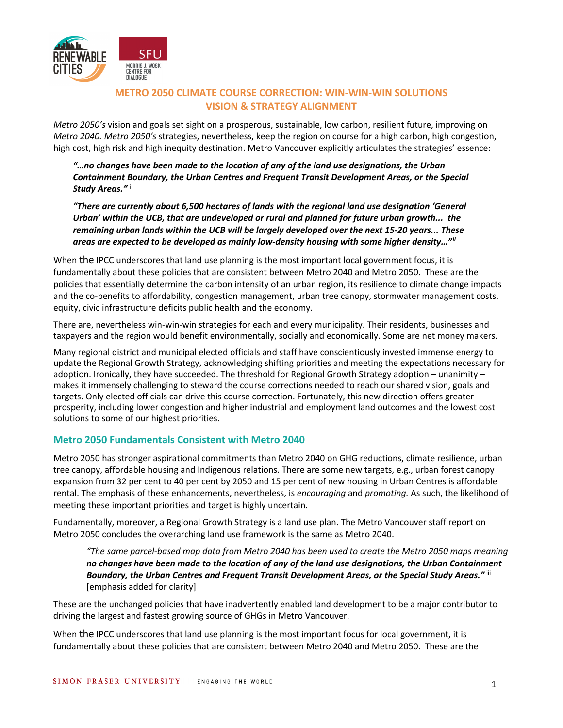## METRO 2050 CLIMATE COURSE CORRECTION: WIN-WIN-WIN SOLUTIONS
## VISION & STRATEGY ALIGNMENT

*Metro 2050's* vision and goals set sight on a prosperous, sustainable, low carbon, resilient future, improving on *Metro 2040. Metro 2050's* strategies, nevertheless, keep the region on course for a high carbon, high congestion, high cost, high risk and high inequity destination. Metro Vancouver explicitly articulates the strategies' essence:

> ***"…no changes have been made to the location of any of the land use designations, the Urban Containment Boundary, the Urban Centres and Frequent Transit Development Areas, or the Special Study Areas."*** [i]
>
> ***"There are currently about 6,500 hectares of lands with the regional land use designation 'General Urban' within the UCB, that are undeveloped or rural and planned for future urban growth... the remaining urban lands within the UCB will be largely developed over the next 15-20 years... These areas are expected to be developed as mainly low-density housing with some higher density…"*** [ii]

When the IPCC underscores that land use planning is the most important local government focus, it is fundamentally about these policies that are consistent between Metro 2040 and Metro 2050. These are the policies that essentially determine the carbon intensity of an urban region, its resilience to climate change impacts and the co-benefits to affordability, congestion management, urban tree canopy, stormwater management costs, equity, civic infrastructure deficits public health and the economy.

There are, nevertheless win-win-win strategies for each and every municipality. Their residents, businesses and taxpayers and the region would benefit environmentally, socially and economically. Some are net money makers.

Many regional district and municipal elected officials and staff have conscientiously invested immense energy to update the Regional Growth Strategy, acknowledging shifting priorities and meeting the expectations necessary for adoption. Ironically, they have succeeded. The threshold for Regional Growth Strategy adoption – unanimity – makes it immensely challenging to steward the course corrections needed to reach our shared vision, goals and targets. Only elected officials can drive this course correction. Fortunately, this new direction offers greater prosperity, including lower congestion and higher industrial and employment land outcomes and the lowest cost solutions to some of our highest priorities.

### Metro 2050 Fundamentals Consistent with Metro 2040

Metro 2050 has stronger aspirational commitments than Metro 2040 on GHG reductions, climate resilience, urban tree canopy, affordable housing and Indigenous relations. There are some new targets, e.g., urban forest canopy expansion from 32 per cent to 40 per cent by 2050 and 15 per cent of new housing in Urban Centres is affordable rental. The emphasis of these enhancements, nevertheless, is *encouraging* and *promoting.* As such, the likelihood of meeting these important priorities and target is highly uncertain.

Fundamentally, moreover, a Regional Growth Strategy is a land use plan. The Metro Vancouver staff report on Metro 2050 concludes the overarching land use framework is the same as Metro 2040.

> *"The same parcel-based map data from Metro 2040 has been used to create the Metro 2050 maps meaning* ***no changes have been made to the location of any of the land use designations, the Urban Containment Boundary, the Urban Centres and Frequent Transit Development Areas, or the Special Study Areas."*** [iii] [emphasis added for clarity]

These are the unchanged policies that have inadvertently enabled land development to be a major contributor to driving the largest and fastest growing source of GHGs in Metro Vancouver.

When the IPCC underscores that land use planning is the most important focus for local government, it is fundamentally about these policies that are consistent between Metro 2040 and Metro 2050. These are the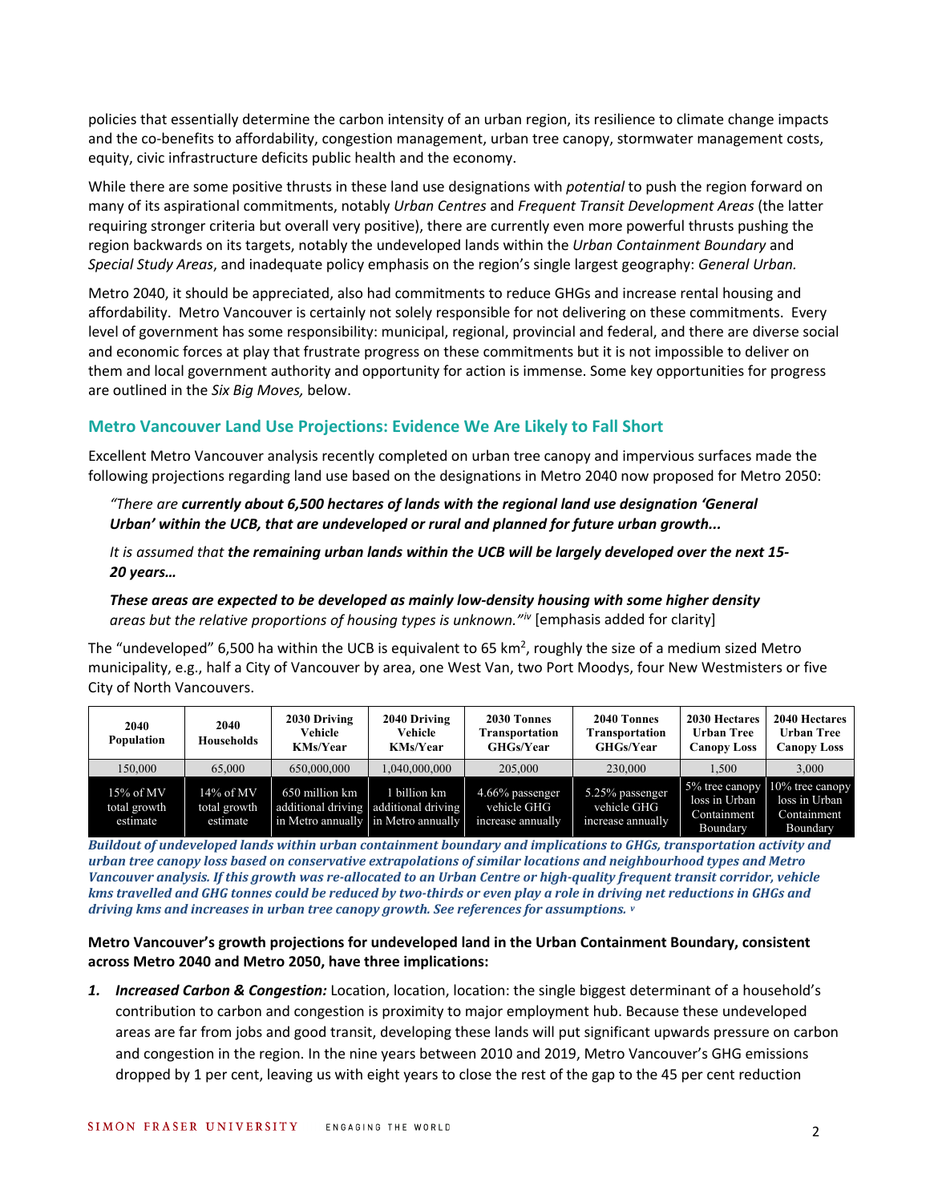policies that essentially determine the carbon intensity of an urban region, its resilience to climate change impacts and the co-benefits to affordability, congestion management, urban tree canopy, stormwater management costs, equity, civic infrastructure deficits public health and the economy.

While there are some positive thrusts in these land use designations with *potential* to push the region forward on many of its aspirational commitments, notably *Urban Centres* and *Frequent Transit Development Areas* (the latter requiring stronger criteria but overall very positive), there are currently even more powerful thrusts pushing the region backwards on its targets, notably the undeveloped lands within the *Urban Containment Boundary* and *Special Study Areas*, and inadequate policy emphasis on the region's single largest geography: *General Urban.*

Metro 2040, it should be appreciated, also had commitments to reduce GHGs and increase rental housing and affordability. Metro Vancouver is certainly not solely responsible for not delivering on these commitments. Every level of government has some responsibility: municipal, regional, provincial and federal, and there are diverse social and economic forces at play that frustrate progress on these commitments but it is not impossible to deliver on them and local government authority and opportunity for action is immense. Some key opportunities for progress are outlined in the *Six Big Moves,* below.

## Metro Vancouver Land Use Projections: Evidence We Are Likely to Fall Short

Excellent Metro Vancouver analysis recently completed on urban tree canopy and impervious surfaces made the following projections regarding land use based on the designations in Metro 2040 now proposed for Metro 2050:

> *"There are **currently about 6,500 hectares of lands with the regional land use designation 'General Urban' within the UCB, that are undeveloped or rural and planned for future urban growth...***
>
> *It is assumed that **the remaining urban lands within the UCB will be largely developed over the next 15-20 years…***
>
> ***These areas are expected to be developed as mainly low-density housing with some higher density** areas but the relative proportions of housing types is unknown."[iv]* [emphasis added for clarity]

The "undeveloped" 6,500 ha within the UCB is equivalent to 65 $km^2$, roughly the size of a medium sized Metro municipality, e.g., half a City of Vancouver by area, one West Van, two Port Moodys, four New Westminsters or five City of North Vancouvers.

| 2040 Population | 2040 Households | 2030 Driving Vehicle KMs/Year | 2040 Driving Vehicle KMs/Year | 2030 Tonnes Transportation GHGs/Year | 2040 Tonnes Transportation GHGs/Year | 2030 Hectares Urban Tree Canopy Loss | 2040 Hectares Urban Tree Canopy Loss |
|---|---|---|---|---|---|---|---|
| 150,000 | 65,000 | 650,000,000 | 1,040,000,000 | 205,000 | 230,000 | 1,500 | 3,000 |
| 15% of MV total growth estimate | 14% of MV total growth estimate | 650 million km additional driving in Metro annually | 1 billion km additional driving in Metro annually | 4.66% passenger vehicle GHG increase annually | 5.25% passenger vehicle GHG increase annually | 5% tree canopy loss in Urban Containment Boundary | 10% tree canopy loss in Urban Containment Boundary |

***Buildout of undeveloped lands within urban containment boundary and implications to GHGs, transportation activity and urban tree canopy loss based on conservative extrapolations of similar locations and neighbourhood types and Metro Vancouver analysis. If this growth was re-allocated to an Urban Centre or high-quality frequent transit corridor, vehicle kms travelled and GHG tonnes could be reduced by two-thirds or even play a role in driving net reductions in GHGs and driving kms and increases in urban tree canopy growth. See references for assumptions.*** [v]

**Metro Vancouver's growth projections for undeveloped land in the Urban Containment Boundary, consistent across Metro 2040 and Metro 2050, have three implications:**

1. ***Increased Carbon & Congestion:*** Location, location, location: the single biggest determinant of a household's contribution to carbon and congestion is proximity to major employment hub. Because these undeveloped areas are far from jobs and good transit, developing these lands will put significant upwards pressure on carbon and congestion in the region. In the nine years between 2010 and 2019, Metro Vancouver's GHG emissions dropped by 1 per cent, leaving us with eight years to close the rest of the gap to the 45 per cent reduction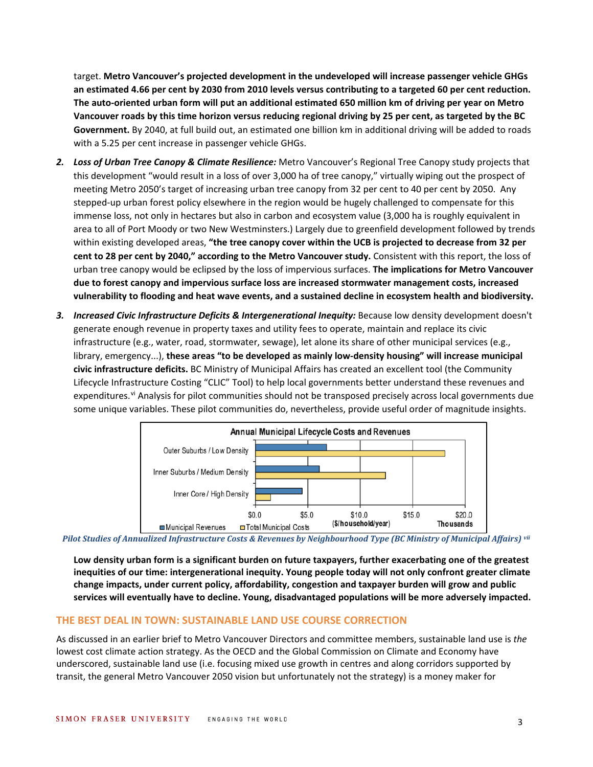target. **Metro Vancouver's projected development in the undeveloped will increase passenger vehicle GHGs an estimated 4.66 per cent by 2030 from 2010 levels versus contributing to a targeted 60 per cent reduction. The auto-oriented urban form will put an additional estimated 650 million km of driving per year on Metro Vancouver roads by this time horizon versus reducing regional driving by 25 per cent, as targeted by the BC Government.** By 2040, at full build out, an estimated one billion km in additional driving will be added to roads with a 5.25 per cent increase in passenger vehicle GHGs.

2. ***Loss of Urban Tree Canopy & Climate Resilience:*** Metro Vancouver's Regional Tree Canopy study projects that this development "would result in a loss of over 3,000 ha of tree canopy," virtually wiping out the prospect of meeting Metro 2050's target of increasing urban tree canopy from 32 per cent to 40 per cent by 2050. Any stepped-up urban forest policy elsewhere in the region would be hugely challenged to compensate for this immense loss, not only in hectares but also in carbon and ecosystem value (3,000 ha is roughly equivalent in area to all of Port Moody or two New Westminsters.) Largely due to greenfield development followed by trends within existing developed areas, **"the tree canopy cover within the UCB is projected to decrease from 32 per cent to 28 per cent by 2040," according to the Metro Vancouver study.** Consistent with this report, the loss of urban tree canopy would be eclipsed by the loss of impervious surfaces. **The implications for Metro Vancouver due to forest canopy and impervious surface loss are increased stormwater management costs, increased vulnerability to flooding and heat wave events, and a sustained decline in ecosystem health and biodiversity.**

3. ***Increased Civic Infrastructure Deficits & Intergenerational Inequity:*** Because low density development doesn't generate enough revenue in property taxes and utility fees to operate, maintain and replace its civic infrastructure (e.g., water, road, stormwater, sewage), let alone its share of other municipal services (e.g., library, emergency...), **these areas "to be developed as mainly low-density housing" will increase municipal civic infrastructure deficits.** BC Ministry of Municipal Affairs has created an excellent tool (the Community Lifecycle Infrastructure Costing "CLIC" Tool) to help local governments better understand these revenues and expenditures.[vi] Analysis for pilot communities should not be transposed precisely across local governments due some unique variables. These pilot communities do, nevertheless, provide useful order of magnitude insights.

**Annual Municipal Lifecycle Costs and Revenues**

*Pilot Studies of Annualized Infrastructure Costs & Revenues by Neighbourhood Type (BC Ministry of Municipal Affairs)* [vii]

**Low density urban form is a significant burden on future taxpayers, further exacerbating one of the greatest inequities of our time: intergenerational inequity. Young people today will not only confront greater climate change impacts, under current policy, affordability, congestion and taxpayer burden will grow and public services will eventually have to decline. Young, disadvantaged populations will be more adversely impacted.**

## THE BEST DEAL IN TOWN: SUSTAINABLE LAND USE COURSE CORRECTION

As discussed in an earlier brief to Metro Vancouver Directors and committee members, sustainable land use is *the* lowest cost climate action strategy. As the OECD and the Global Commission on Climate and Economy have underscored, sustainable land use (i.e. focusing mixed use growth in centres and along corridors supported by transit, the general Metro Vancouver 2050 vision but unfortunately not the strategy) is a money maker for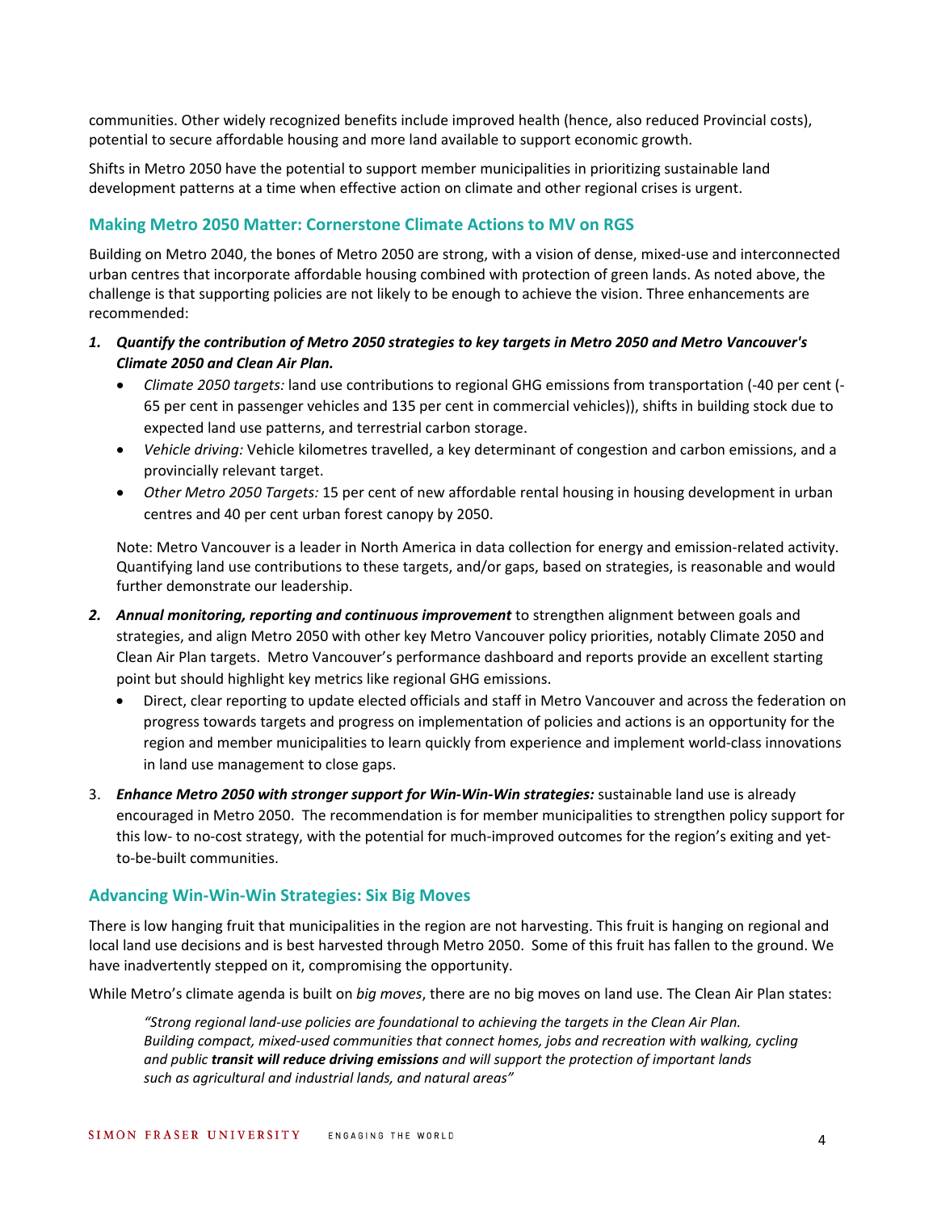communities. Other widely recognized benefits include improved health (hence, also reduced Provincial costs), potential to secure affordable housing and more land available to support economic growth.

Shifts in Metro 2050 have the potential to support member municipalities in prioritizing sustainable land development patterns at a time when effective action on climate and other regional crises is urgent.

## Making Metro 2050 Matter: Cornerstone Climate Actions to MV on RGS

Building on Metro 2040, the bones of Metro 2050 are strong, with a vision of dense, mixed-use and interconnected urban centres that incorporate affordable housing combined with protection of green lands. As noted above, the challenge is that supporting policies are not likely to be enough to achieve the vision. Three enhancements are recommended:

1. ***Quantify the contribution of Metro 2050 strategies to key targets in Metro 2050 and Metro Vancouver's Climate 2050 and Clean Air Plan.***
   - *Climate 2050 targets:* land use contributions to regional GHG emissions from transportation (-40 per cent (-65 per cent in passenger vehicles and 135 per cent in commercial vehicles)), shifts in building stock due to expected land use patterns, and terrestrial carbon storage.
   - *Vehicle driving:* Vehicle kilometres travelled, a key determinant of congestion and carbon emissions, and a provincially relevant target.
   - *Other Metro 2050 Targets:* 15 per cent of new affordable rental housing in housing development in urban centres and 40 per cent urban forest canopy by 2050.

   Note: Metro Vancouver is a leader in North America in data collection for energy and emission-related activity. Quantifying land use contributions to these targets, and/or gaps, based on strategies, is reasonable and would further demonstrate our leadership.

2. ***Annual monitoring, reporting and continuous improvement*** to strengthen alignment between goals and strategies, and align Metro 2050 with other key Metro Vancouver policy priorities, notably Climate 2050 and Clean Air Plan targets. Metro Vancouver's performance dashboard and reports provide an excellent starting point but should highlight key metrics like regional GHG emissions.
   - Direct, clear reporting to update elected officials and staff in Metro Vancouver and across the federation on progress towards targets and progress on implementation of policies and actions is an opportunity for the region and member municipalities to learn quickly from experience and implement world-class innovations in land use management to close gaps.

3. ***Enhance Metro 2050 with stronger support for Win-Win-Win strategies:*** sustainable land use is already encouraged in Metro 2050. The recommendation is for member municipalities to strengthen policy support for this low- to no-cost strategy, with the potential for much-improved outcomes for the region's exiting and yet-to-be-built communities.

## Advancing Win-Win-Win Strategies: Six Big Moves

There is low hanging fruit that municipalities in the region are not harvesting. This fruit is hanging on regional and local land use decisions and is best harvested through Metro 2050. Some of this fruit has fallen to the ground. We have inadvertently stepped on it, compromising the opportunity.

While Metro's climate agenda is built on *big moves*, there are no big moves on land use. The Clean Air Plan states:

> *"Strong regional land-use policies are foundational to achieving the targets in the Clean Air Plan. Building compact, mixed-used communities that connect homes, jobs and recreation with walking, cycling and public **transit will reduce driving emissions** and will support the protection of important lands such as agricultural and industrial lands, and natural areas"*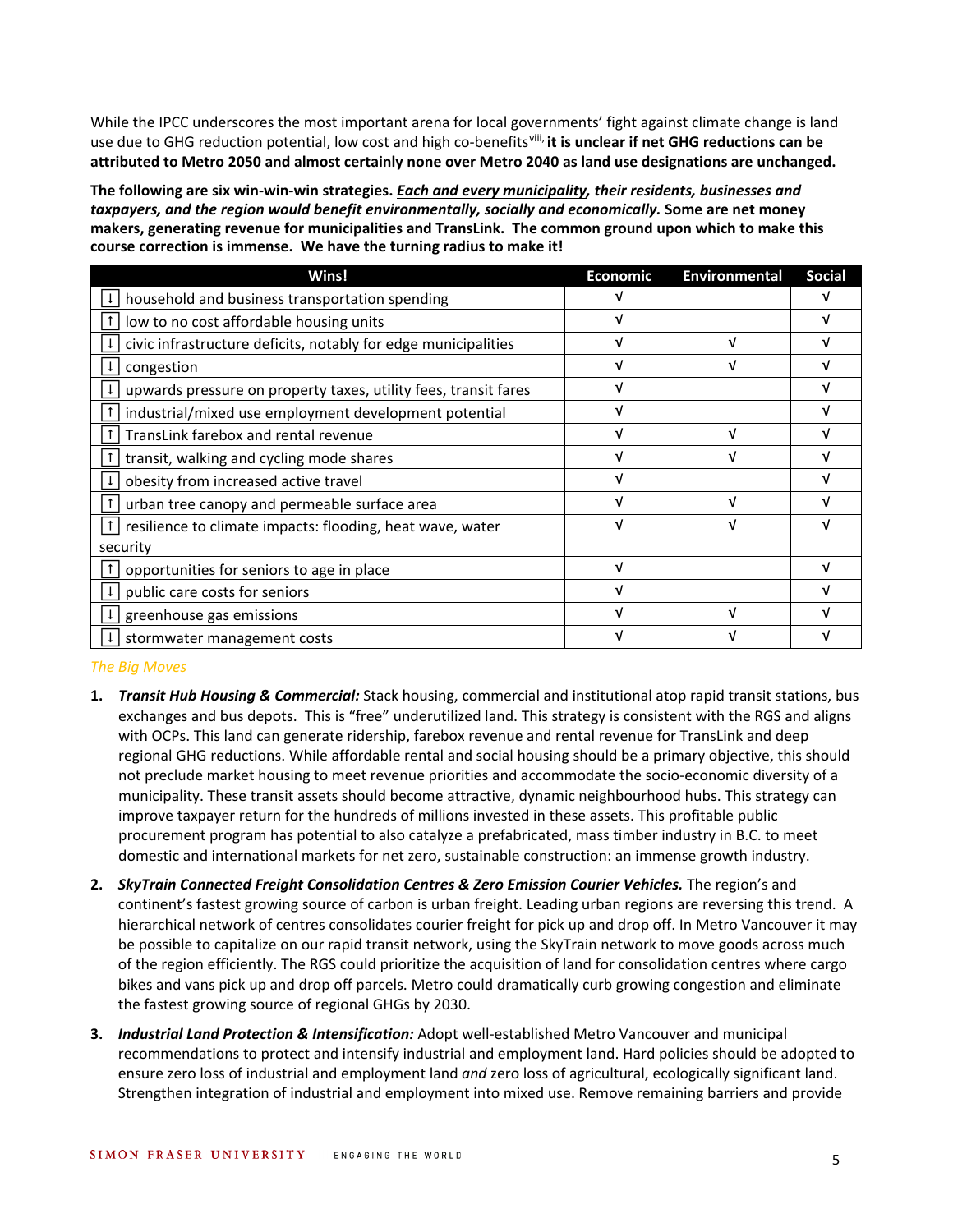While the IPCC underscores the most important arena for local governments' fight against climate change is land use due to GHG reduction potential, low cost and high co-benefits[viii], **it is unclear if net GHG reductions can be attributed to Metro 2050 and almost certainly none over Metro 2040 as land use designations are unchanged.**

**The following are six win-win-win strategies. *Each and every municipality, their residents, businesses and taxpayers, and the region would benefit environmentally, socially and economically.* Some are net money makers, generating revenue for municipalities and TransLink. The common ground upon which to make this course correction is immense. We have the turning radius to make it!**

| Wins! | Economic | Environmental | Social |
|---|---|---|---|
| ↓ household and business transportation spending | √ | | √ |
| ↑ low to no cost affordable housing units | √ | | √ |
| ↓ civic infrastructure deficits, notably for edge municipalities | √ | √ | √ |
| ↓ congestion | √ | √ | √ |
| ↓ upwards pressure on property taxes, utility fees, transit fares | √ | | √ |
| ↑ industrial/mixed use employment development potential | √ | | √ |
| ↑ TransLink farebox and rental revenue | √ | √ | √ |
| ↑ transit, walking and cycling mode shares | √ | √ | √ |
| ↓ obesity from increased active travel | √ | | √ |
| ↑ urban tree canopy and permeable surface area | √ | √ | √ |
| ↑ resilience to climate impacts: flooding, heat wave, water security | √ | √ | √ |
| ↑ opportunities for seniors to age in place | √ | | √ |
| ↓ public care costs for seniors | √ | | √ |
| ↓ greenhouse gas emissions | √ | √ | √ |
| ↓ stormwater management costs | √ | √ | √ |

*The Big Moves*

1. ***Transit Hub Housing & Commercial:*** Stack housing, commercial and institutional atop rapid transit stations, bus exchanges and bus depots. This is "free" underutilized land. This strategy is consistent with the RGS and aligns with OCPs. This land can generate ridership, farebox revenue and rental revenue for TransLink and deep regional GHG reductions. While affordable rental and social housing should be a primary objective, this should not preclude market housing to meet revenue priorities and accommodate the socio-economic diversity of a municipality. These transit assets should become attractive, dynamic neighbourhood hubs. This strategy can improve taxpayer return for the hundreds of millions invested in these assets. This profitable public procurement program has potential to also catalyze a prefabricated, mass timber industry in B.C. to meet domestic and international markets for net zero, sustainable construction: an immense growth industry.

2. ***SkyTrain Connected Freight Consolidation Centres & Zero Emission Courier Vehicles.*** The region's and continent's fastest growing source of carbon is urban freight. Leading urban regions are reversing this trend. A hierarchical network of centres consolidates courier freight for pick up and drop off. In Metro Vancouver it may be possible to capitalize on our rapid transit network, using the SkyTrain network to move goods across much of the region efficiently. The RGS could prioritize the acquisition of land for consolidation centres where cargo bikes and vans pick up and drop off parcels. Metro could dramatically curb growing congestion and eliminate the fastest growing source of regional GHGs by 2030.

3. ***Industrial Land Protection & Intensification:*** Adopt well-established Metro Vancouver and municipal recommendations to protect and intensify industrial and employment land. Hard policies should be adopted to ensure zero loss of industrial and employment land *and* zero loss of agricultural, ecologically significant land. Strengthen integration of industrial and employment into mixed use. Remove remaining barriers and provide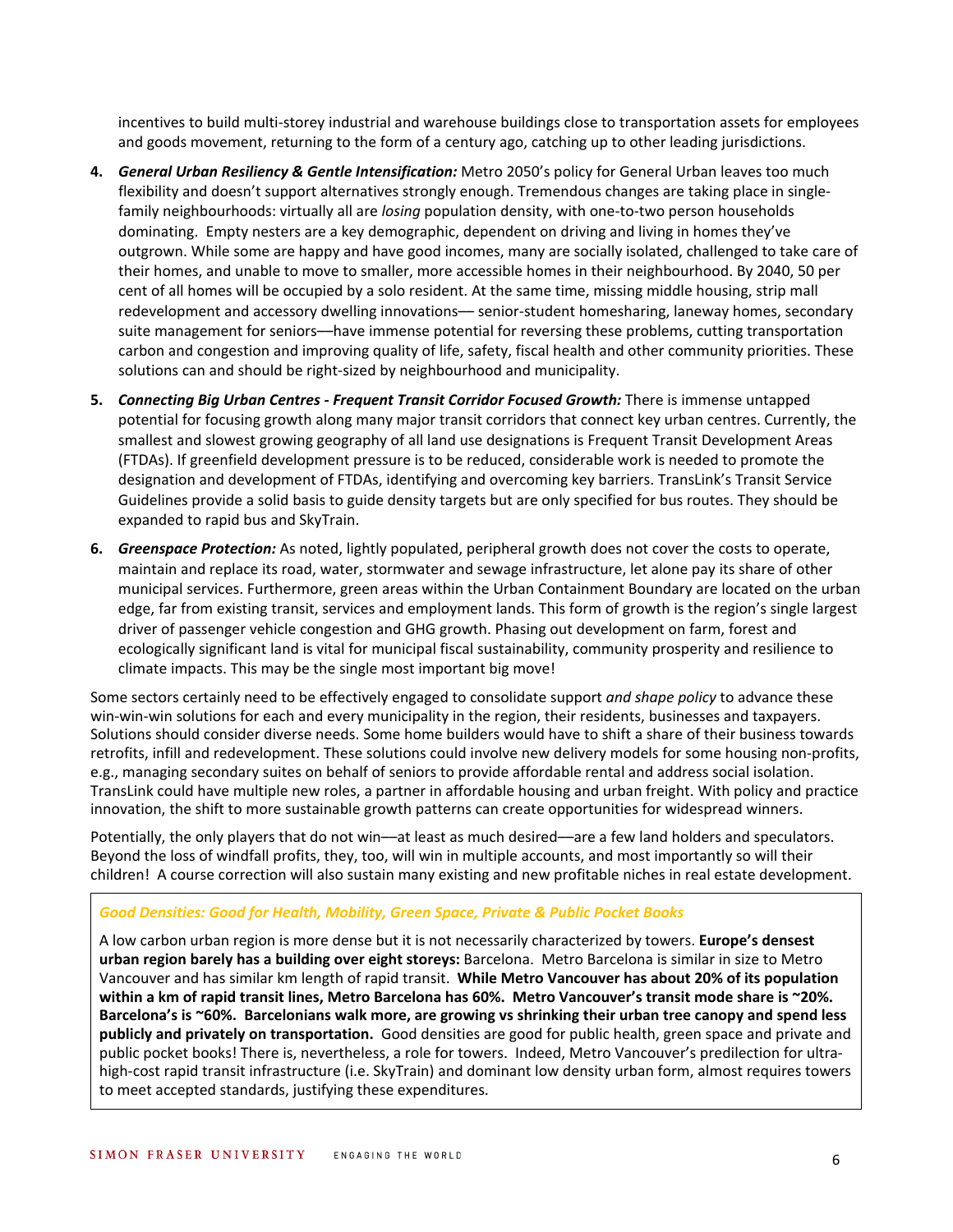incentives to build multi-storey industrial and warehouse buildings close to transportation assets for employees and goods movement, returning to the form of a century ago, catching up to other leading jurisdictions.

4. ***General Urban Resiliency & Gentle Intensification:*** Metro 2050's policy for General Urban leaves too much flexibility and doesn't support alternatives strongly enough. Tremendous changes are taking place in single-family neighbourhoods: virtually all are *losing* population density, with one-to-two person households dominating. Empty nesters are a key demographic, dependent on driving and living in homes they've outgrown. While some are happy and have good incomes, many are socially isolated, challenged to take care of their homes, and unable to move to smaller, more accessible homes in their neighbourhood. By 2040, 50 per cent of all homes will be occupied by a solo resident. At the same time, missing middle housing, strip mall redevelopment and accessory dwelling innovations— senior-student homesharing, laneway homes, secondary suite management for seniors—have immense potential for reversing these problems, cutting transportation carbon and congestion and improving quality of life, safety, fiscal health and other community priorities. These solutions can and should be right-sized by neighbourhood and municipality.

5. ***Connecting Big Urban Centres - Frequent Transit Corridor Focused Growth:*** There is immense untapped potential for focusing growth along many major transit corridors that connect key urban centres. Currently, the smallest and slowest growing geography of all land use designations is Frequent Transit Development Areas (FTDAs). If greenfield development pressure is to be reduced, considerable work is needed to promote the designation and development of FTDAs, identifying and overcoming key barriers. TransLink's Transit Service Guidelines provide a solid basis to guide density targets but are only specified for bus routes. They should be expanded to rapid bus and SkyTrain.

6. ***Greenspace Protection:*** As noted, lightly populated, peripheral growth does not cover the costs to operate, maintain and replace its road, water, stormwater and sewage infrastructure, let alone pay its share of other municipal services. Furthermore, green areas within the Urban Containment Boundary are located on the urban edge, far from existing transit, services and employment lands. This form of growth is the region's single largest driver of passenger vehicle congestion and GHG growth. Phasing out development on farm, forest and ecologically significant land is vital for municipal fiscal sustainability, community prosperity and resilience to climate impacts. This may be the single most important big move!

Some sectors certainly need to be effectively engaged to consolidate support *and shape policy* to advance these win-win-win solutions for each and every municipality in the region, their residents, businesses and taxpayers. Solutions should consider diverse needs. Some home builders would have to shift a share of their business towards retrofits, infill and redevelopment. These solutions could involve new delivery models for some housing non-profits, e.g., managing secondary suites on behalf of seniors to provide affordable rental and address social isolation. TransLink could have multiple new roles, a partner in affordable housing and urban freight. With policy and practice innovation, the shift to more sustainable growth patterns can create opportunities for widespread winners.

Potentially, the only players that do not win—at least as much desired—are a few land holders and speculators. Beyond the loss of windfall profits, they, too, will win in multiple accounts, and most importantly so will their children! A course correction will also sustain many existing and new profitable niches in real estate development.

***Good Densities: Good for Health, Mobility, Green Space, Private & Public Pocket Books***

A low carbon urban region is more dense but it is not necessarily characterized by towers. **Europe's densest urban region barely has a building over eight storeys:** Barcelona. Metro Barcelona is similar in size to Metro Vancouver and has similar km length of rapid transit. **While Metro Vancouver has about 20% of its population within a km of rapid transit lines, Metro Barcelona has 60%. Metro Vancouver's transit mode share is ~20%. Barcelona's is ~60%. Barcelonians walk more, are growing vs shrinking their urban tree canopy and spend less publicly and privately on transportation.** Good densities are good for public health, green space and private and public pocket books! There is, nevertheless, a role for towers. Indeed, Metro Vancouver's predilection for ultra-high-cost rapid transit infrastructure (i.e. SkyTrain) and dominant low density urban form, almost requires towers to meet accepted standards, justifying these expenditures.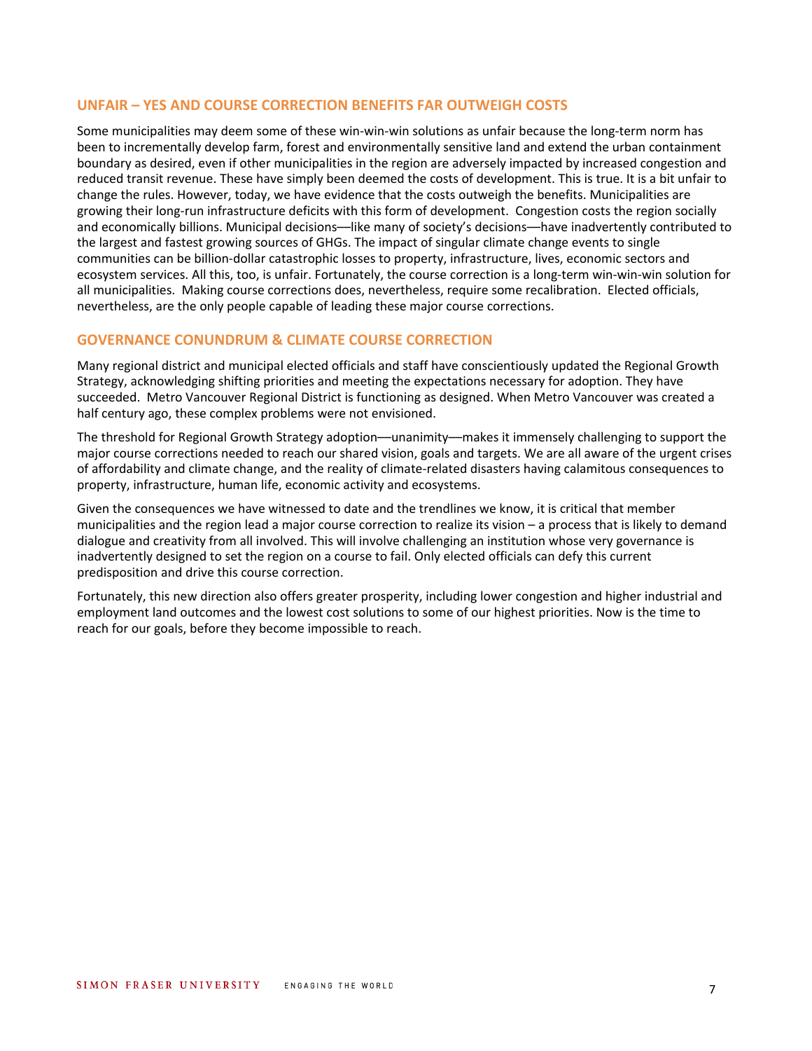## UNFAIR – YES AND COURSE CORRECTION BENEFITS FAR OUTWEIGH COSTS

Some municipalities may deem some of these win-win-win solutions as unfair because the long-term norm has been to incrementally develop farm, forest and environmentally sensitive land and extend the urban containment boundary as desired, even if other municipalities in the region are adversely impacted by increased congestion and reduced transit revenue. These have simply been deemed the costs of development. This is true. It is a bit unfair to change the rules. However, today, we have evidence that the costs outweigh the benefits. Municipalities are growing their long-run infrastructure deficits with this form of development. Congestion costs the region socially and economically billions. Municipal decisions—like many of society's decisions—have inadvertently contributed to the largest and fastest growing sources of GHGs. The impact of singular climate change events to single communities can be billion-dollar catastrophic losses to property, infrastructure, lives, economic sectors and ecosystem services. All this, too, is unfair. Fortunately, the course correction is a long-term win-win-win solution for all municipalities. Making course corrections does, nevertheless, require some recalibration. Elected officials, nevertheless, are the only people capable of leading these major course corrections.

## GOVERNANCE CONUNDRUM & CLIMATE COURSE CORRECTION

Many regional district and municipal elected officials and staff have conscientiously updated the Regional Growth Strategy, acknowledging shifting priorities and meeting the expectations necessary for adoption. They have succeeded. Metro Vancouver Regional District is functioning as designed. When Metro Vancouver was created a half century ago, these complex problems were not envisioned.

The threshold for Regional Growth Strategy adoption—unanimity—makes it immensely challenging to support the major course corrections needed to reach our shared vision, goals and targets. We are all aware of the urgent crises of affordability and climate change, and the reality of climate-related disasters having calamitous consequences to property, infrastructure, human life, economic activity and ecosystems.

Given the consequences we have witnessed to date and the trendlines we know, it is critical that member municipalities and the region lead a major course correction to realize its vision – a process that is likely to demand dialogue and creativity from all involved. This will involve challenging an institution whose very governance is inadvertently designed to set the region on a course to fail. Only elected officials can defy this current predisposition and drive this course correction.

Fortunately, this new direction also offers greater prosperity, including lower congestion and higher industrial and employment land outcomes and the lowest cost solutions to some of our highest priorities. Now is the time to reach for our goals, before they become impossible to reach.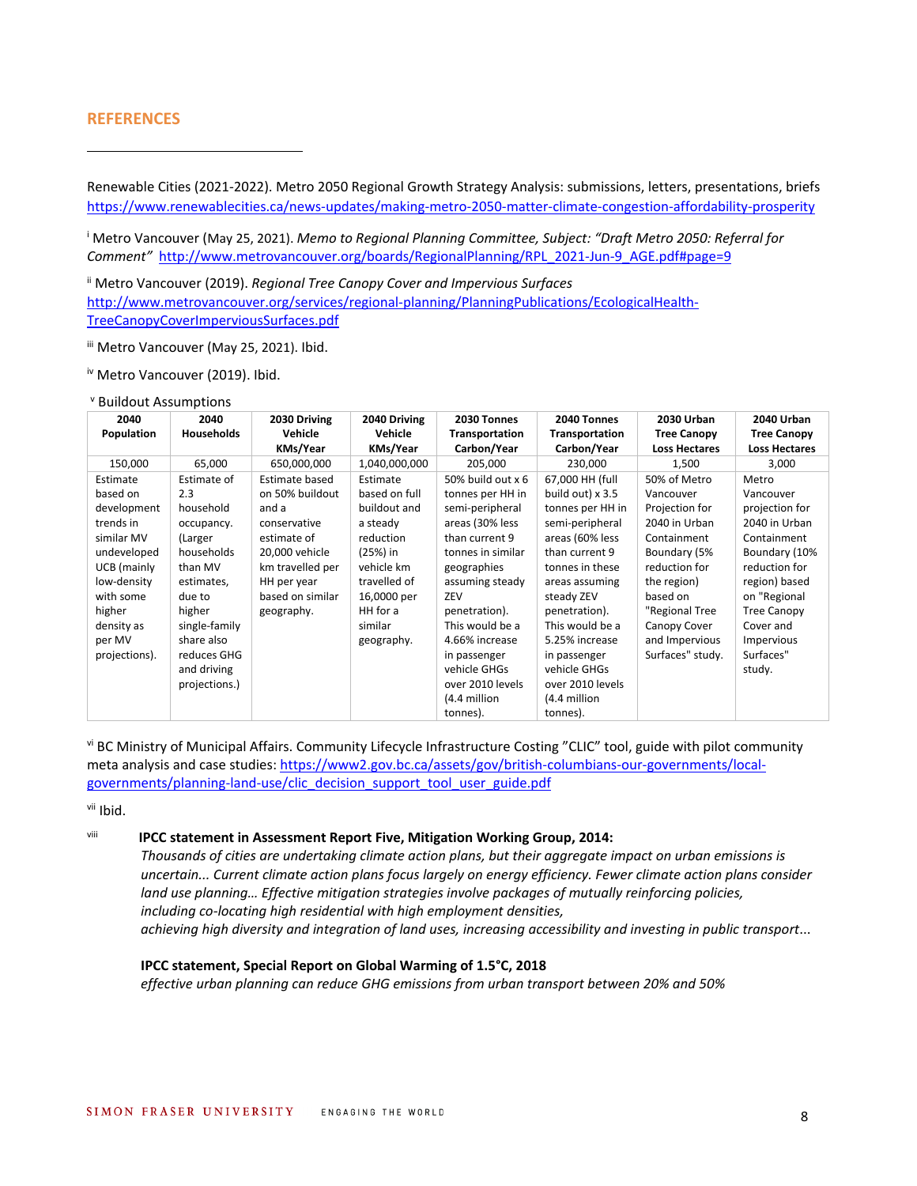## REFERENCES

Renewable Cities (2021-2022). Metro 2050 Regional Growth Strategy Analysis: submissions, letters, presentations, briefs https://www.renewablecities.ca/news-updates/making-metro-2050-matter-climate-congestion-affordability-prosperity

[i] Metro Vancouver (May 25, 2021). *Memo to Regional Planning Committee, Subject: "Draft Metro 2050: Referral for Comment"* http://www.metrovancouver.org/boards/RegionalPlanning/RPL_2021-Jun-9_AGE.pdf#page=9

[ii] Metro Vancouver (2019). *Regional Tree Canopy Cover and Impervious Surfaces* http://www.metrovancouver.org/services/regional-planning/PlanningPublications/EcologicalHealth-TreeCanopyCoverImperviousSurfaces.pdf

[iii] Metro Vancouver (May 25, 2021). Ibid.

[iv] Metro Vancouver (2019). Ibid.

[v] Buildout Assumptions

| 2040 Population | 2040 Households | 2030 Driving Vehicle KMs/Year | 2040 Driving Vehicle KMs/Year | 2030 Tonnes Transportation Carbon/Year | 2040 Tonnes Transportation Carbon/Year | 2030 Urban Tree Canopy Loss Hectares | 2040 Urban Tree Canopy Loss Hectares |
|---|---|---|---|---|---|---|---|
| 150,000 | 65,000 | 650,000,000 | 1,040,000,000 | 205,000 | 230,000 | 1,500 | 3,000 |
| Estimate based on development trends in similar MV undeveloped UCB (mainly low-density with some higher density as per MV projections). | Estimate of 2.3 household occupancy. (Larger households than MV estimates, due to higher single-family share also reduces GHG and driving projections.) | Estimate based on 50% buildout and a conservative estimate of 20,000 vehicle km travelled per HH per year based on similar geography. | Estimate based on full buildout and a steady reduction (25%) in vehicle km travelled of 16,0000 per HH for a similar geography. | 50% build out x 6 tonnes per HH in semi-peripheral areas (30% less than current 9 tonnes in similar geographies assuming steady ZEV penetration). This would be a 4.66% increase in passenger vehicle GHGs over 2010 levels (4.4 million tonnes). | 67,000 HH (full build out) x 3.5 tonnes per HH in semi-peripheral areas (60% less than current 9 tonnes in these areas assuming steady ZEV penetration). This would be a 5.25% increase in passenger vehicle GHGs over 2010 levels (4.4 million tonnes). | 50% of Metro Vancouver Projection for 2040 in Urban Containment Boundary (5% reduction for the region) based on "Regional Tree Canopy Cover and Impervious Surfaces" study. | Metro Vancouver projection for 2040 in Urban Containment Boundary (10% reduction for region) based on "Regional Tree Canopy Cover and Impervious Surfaces" study. |

[vi] BC Ministry of Municipal Affairs. Community Lifecycle Infrastructure Costing "CLIC" tool, guide with pilot community meta analysis and case studies: https://www2.gov.bc.ca/assets/gov/british-columbians-our-governments/local-governments/planning-land-use/clic_decision_support_tool_user_guide.pdf

[vii] Ibid.

[viii] **IPCC statement in Assessment Report Five, Mitigation Working Group, 2014:**

*Thousands of cities are undertaking climate action plans, but their aggregate impact on urban emissions is uncertain... Current climate action plans focus largely on energy efficiency. Fewer climate action plans consider land use planning… Effective mitigation strategies involve packages of mutually reinforcing policies, including co-locating high residential with high employment densities, achieving high diversity and integration of land uses, increasing accessibility and investing in public transport...*

**IPCC statement, Special Report on Global Warming of 1.5°C, 2018**

*effective urban planning can reduce GHG emissions from urban transport between 20% and 50%*